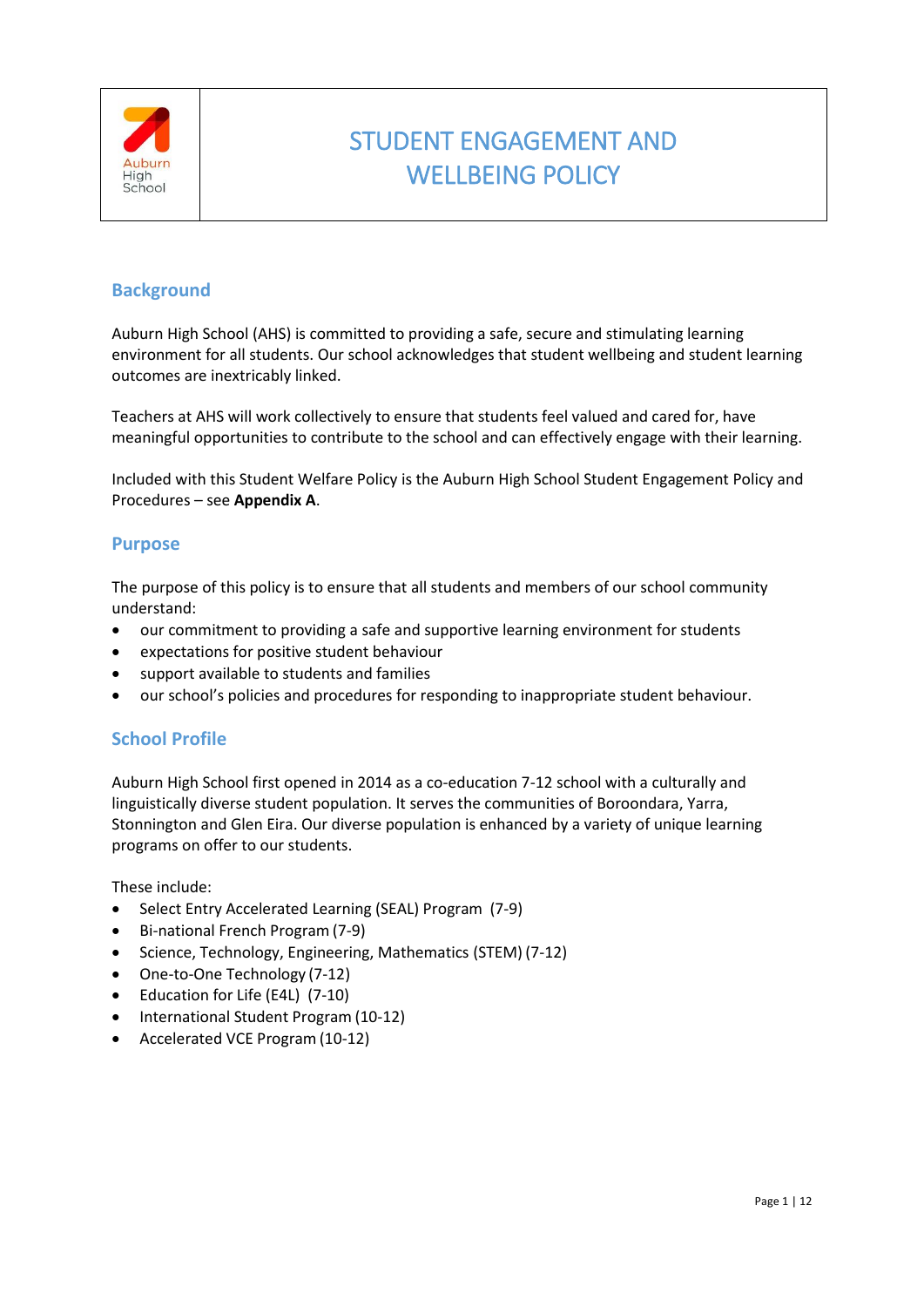# STUDENT ENGAGEMENT AND WELLBEING POLICY

## Background

Auburn High School (AHS) is committed to providing a safe, secure and stimulating learning environment for all students. Our school acknowledges that student wellbeing and student learning outcomes are inextricably linked.

Teachers at AHS will work collectively to ensure that students feel valued and cared for, have meaningful opportunities to contribute to the school and can effectively engage with their learning.

Included with this Student Welfare Policy is the Auburn High School Student Engagement Policy and Procedures – see **Appendix A**.

## Purpose

The purpose of this policy is to ensure that all students and members of our school community understand:

- our commitment to providing a safe and supportive learning environment for students
- expectations for positive student behaviour
- support available to students and families
- our school's policies and procedures for responding to inappropriate student behaviour.

## School Profile

Auburn High School first opened in 2014 as a co-education 7-12 school with a culturally and linguistically diverse student population. It serves the communities of Boroondara, Yarra, Stonnington and Glen Eira. Our diverse population is enhanced by a variety of unique learning programs on offer to our students.

These include:

- Select Entry Accelerated Learning (SEAL) Program (7-9)
- Bi-national French Program (7-9)
- Science, Technology, Engineering, Mathematics (STEM) (7-12)
- One-to-One Technology (7-12)
- Education for Life (E4L) (7-10)
- International Student Program (10-12)
- Accelerated VCE Program (10-12)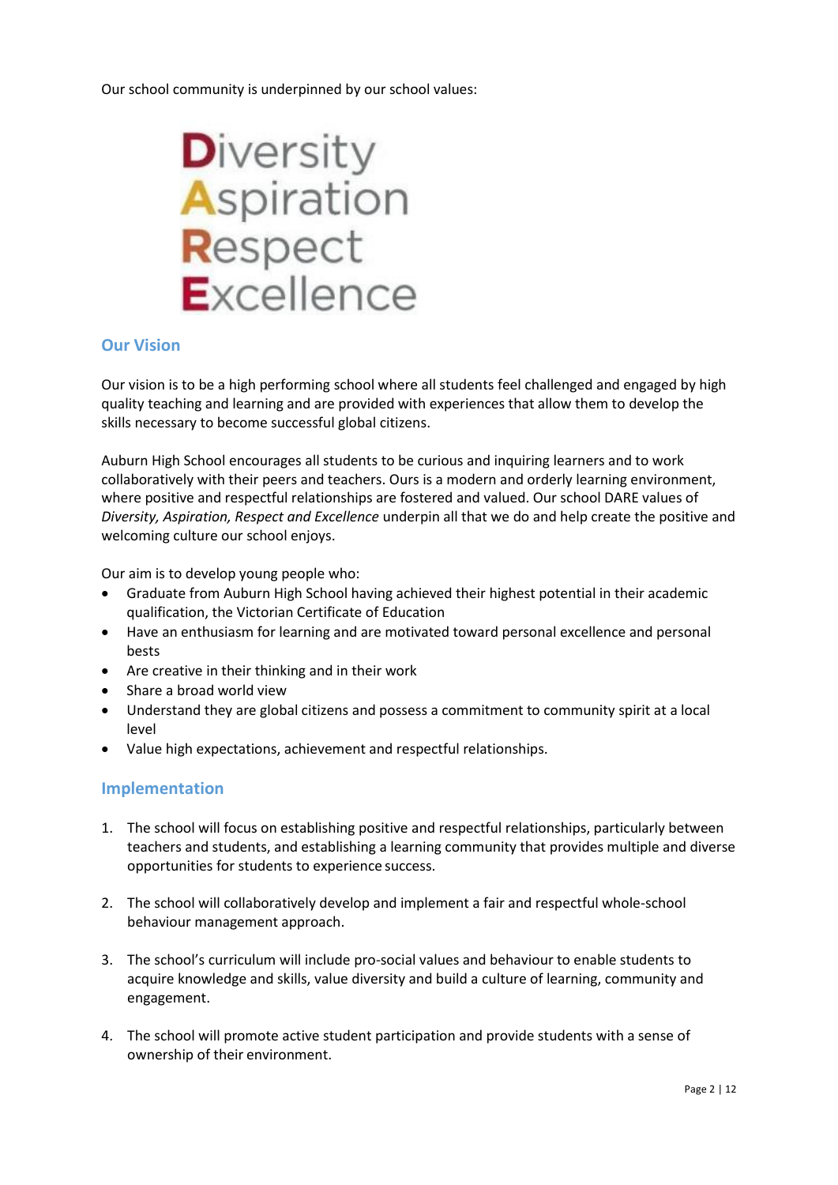Our school community is underpinned by our school values:

**D**iversity
**A**spiration
**R**espect
**E**xcellence

## Our Vision

Our vision is to be a high performing school where all students feel challenged and engaged by high quality teaching and learning and are provided with experiences that allow them to develop the skills necessary to become successful global citizens.

Auburn High School encourages all students to be curious and inquiring learners and to work collaboratively with their peers and teachers. Ours is a modern and orderly learning environment, where positive and respectful relationships are fostered and valued. Our school DARE values of *Diversity, Aspiration, Respect and Excellence* underpin all that we do and help create the positive and welcoming culture our school enjoys.

Our aim is to develop young people who:

- Graduate from Auburn High School having achieved their highest potential in their academic qualification, the Victorian Certificate of Education
- Have an enthusiasm for learning and are motivated toward personal excellence and personal bests
- Are creative in their thinking and in their work
- Share a broad world view
- Understand they are global citizens and possess a commitment to community spirit at a local level
- Value high expectations, achievement and respectful relationships.

## Implementation

1. The school will focus on establishing positive and respectful relationships, particularly between teachers and students, and establishing a learning community that provides multiple and diverse opportunities for students to experience success.

2. The school will collaboratively develop and implement a fair and respectful whole-school behaviour management approach.

3. The school's curriculum will include pro-social values and behaviour to enable students to acquire knowledge and skills, value diversity and build a culture of learning, community and engagement.

4. The school will promote active student participation and provide students with a sense of ownership of their environment.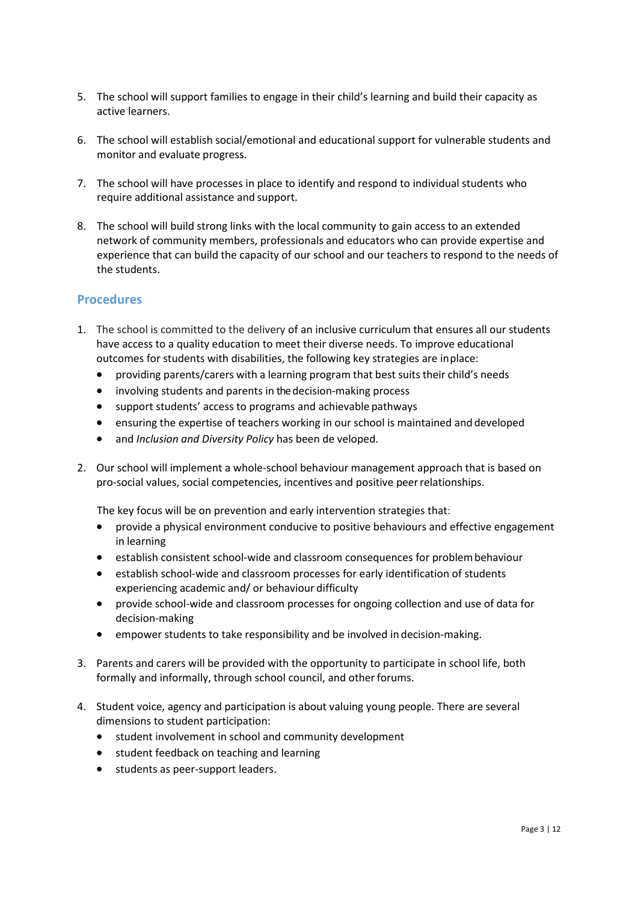5. The school will support families to engage in their child's learning and build their capacity as active learners.

6. The school will establish social/emotional and educational support for vulnerable students and monitor and evaluate progress.

7. The school will have processes in place to identify and respond to individual students who require additional assistance and support.

8. The school will build strong links with the local community to gain access to an extended network of community members, professionals and educators who can provide expertise and experience that can build the capacity of our school and our teachers to respond to the needs of the students.

## Procedures

1. The school is committed to the delivery of an inclusive curriculum that ensures all our students have access to a quality education to meet their diverse needs. To improve educational outcomes for students with disabilities, the following key strategies are in place:
   - providing parents/carers with a learning program that best suits their child's needs
   - involving students and parents in the decision-making process
   - support students' access to programs and achievable pathways
   - ensuring the expertise of teachers working in our school is maintained and developed
   - and *Inclusion and Diversity Policy* has been de veloped.

2. Our school will implement a whole-school behaviour management approach that is based on pro-social values, social competencies, incentives and positive peer relationships.

   The key focus will be on prevention and early intervention strategies that:
   - provide a physical environment conducive to positive behaviours and effective engagement in learning
   - establish consistent school-wide and classroom consequences for problem behaviour
   - establish school-wide and classroom processes for early identification of students experiencing academic and/ or behaviour difficulty
   - provide school-wide and classroom processes for ongoing collection and use of data for decision-making
   - empower students to take responsibility and be involved in decision-making.

3. Parents and carers will be provided with the opportunity to participate in school life, both formally and informally, through school council, and other forums.

4. Student voice, agency and participation is about valuing young people. There are several dimensions to student participation:
   - student involvement in school and community development
   - student feedback on teaching and learning
   - students as peer-support leaders.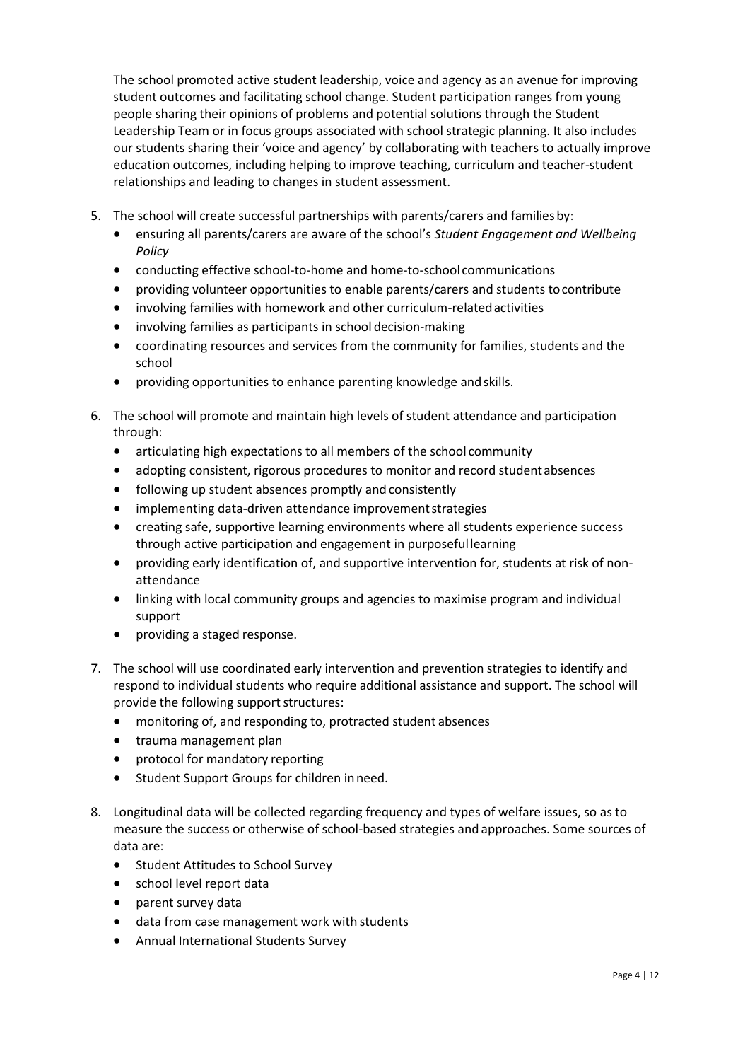The school promoted active student leadership, voice and agency as an avenue for improving student outcomes and facilitating school change. Student participation ranges from young people sharing their opinions of problems and potential solutions through the Student Leadership Team or in focus groups associated with school strategic planning. It also includes our students sharing their 'voice and agency' by collaborating with teachers to actually improve education outcomes, including helping to improve teaching, curriculum and teacher-student relationships and leading to changes in student assessment.

5. The school will create successful partnerships with parents/carers and families by:
   - ensuring all parents/carers are aware of the school's *Student Engagement and Wellbeing Policy*
   - conducting effective school-to-home and home-to-school communications
   - providing volunteer opportunities to enable parents/carers and students to contribute
   - involving families with homework and other curriculum-related activities
   - involving families as participants in school decision-making
   - coordinating resources and services from the community for families, students and the school
   - providing opportunities to enhance parenting knowledge and skills.

6. The school will promote and maintain high levels of student attendance and participation through:
   - articulating high expectations to all members of the school community
   - adopting consistent, rigorous procedures to monitor and record student absences
   - following up student absences promptly and consistently
   - implementing data-driven attendance improvement strategies
   - creating safe, supportive learning environments where all students experience success through active participation and engagement in purposeful learning
   - providing early identification of, and supportive intervention for, students at risk of non-attendance
   - linking with local community groups and agencies to maximise program and individual support
   - providing a staged response.

7. The school will use coordinated early intervention and prevention strategies to identify and respond to individual students who require additional assistance and support. The school will provide the following support structures:
   - monitoring of, and responding to, protracted student absences
   - trauma management plan
   - protocol for mandatory reporting
   - Student Support Groups for children in need.

8. Longitudinal data will be collected regarding frequency and types of welfare issues, so as to measure the success or otherwise of school-based strategies and approaches. Some sources of data are:
   - Student Attitudes to School Survey
   - school level report data
   - parent survey data
   - data from case management work with students
   - Annual International Students Survey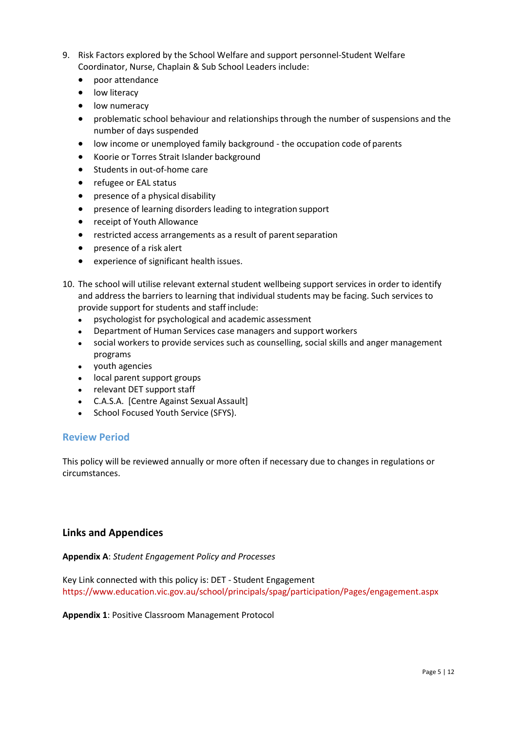9. Risk Factors explored by the School Welfare and support personnel-Student Welfare Coordinator, Nurse, Chaplain & Sub School Leaders include:
   - poor attendance
   - low literacy
   - low numeracy
   - problematic school behaviour and relationships through the number of suspensions and the number of days suspended
   - low income or unemployed family background - the occupation code of parents
   - Koorie or Torres Strait Islander background
   - Students in out-of-home care
   - refugee or EAL status
   - presence of a physical disability
   - presence of learning disorders leading to integration support
   - receipt of Youth Allowance
   - restricted access arrangements as a result of parent separation
   - presence of a risk alert
   - experience of significant health issues.

10. The school will utilise relevant external student wellbeing support services in order to identify and address the barriers to learning that individual students may be facing. Such services to provide support for students and staff include:
    - psychologist for psychological and academic assessment
    - Department of Human Services case managers and support workers
    - social workers to provide services such as counselling, social skills and anger management programs
    - youth agencies
    - local parent support groups
    - relevant DET support staff
    - C.A.S.A. [Centre Against Sexual Assault]
    - School Focused Youth Service (SFYS).

## Review Period

This policy will be reviewed annually or more often if necessary due to changes in regulations or circumstances.

## Links and Appendices

**Appendix A**: *Student Engagement Policy and Processes*

Key Link connected with this policy is: DET - Student Engagement
https://www.education.vic.gov.au/school/principals/spag/participation/Pages/engagement.aspx

**Appendix 1**: Positive Classroom Management Protocol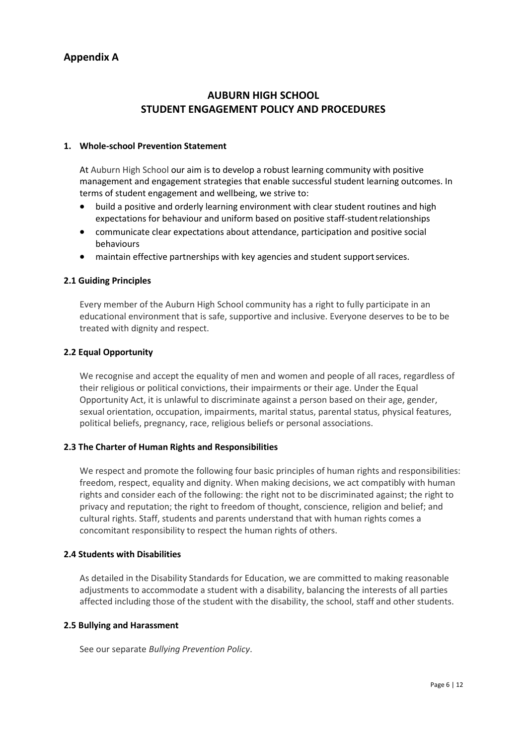## Appendix A

# AUBURN HIGH SCHOOL
# STUDENT ENGAGEMENT POLICY AND PROCEDURES

### 1. Whole-school Prevention Statement

At Auburn High School our aim is to develop a robust learning community with positive management and engagement strategies that enable successful student learning outcomes. In terms of student engagement and wellbeing, we strive to:

- build a positive and orderly learning environment with clear student routines and high expectations for behaviour and uniform based on positive staff-student relationships
- communicate clear expectations about attendance, participation and positive social behaviours
- maintain effective partnerships with key agencies and student support services.

### 2.1 Guiding Principles

Every member of the Auburn High School community has a right to fully participate in an educational environment that is safe, supportive and inclusive. Everyone deserves to be to be treated with dignity and respect.

### 2.2 Equal Opportunity

We recognise and accept the equality of men and women and people of all races, regardless of their religious or political convictions, their impairments or their age. Under the Equal Opportunity Act, it is unlawful to discriminate against a person based on their age, gender, sexual orientation, occupation, impairments, marital status, parental status, physical features, political beliefs, pregnancy, race, religious beliefs or personal associations.

### 2.3 The Charter of Human Rights and Responsibilities

We respect and promote the following four basic principles of human rights and responsibilities: freedom, respect, equality and dignity. When making decisions, we act compatibly with human rights and consider each of the following: the right not to be discriminated against; the right to privacy and reputation; the right to freedom of thought, conscience, religion and belief; and cultural rights. Staff, students and parents understand that with human rights comes a concomitant responsibility to respect the human rights of others.

### 2.4 Students with Disabilities

As detailed in the Disability Standards for Education, we are committed to making reasonable adjustments to accommodate a student with a disability, balancing the interests of all parties affected including those of the student with the disability, the school, staff and other students.

### 2.5 Bullying and Harassment

See our separate *Bullying Prevention Policy*.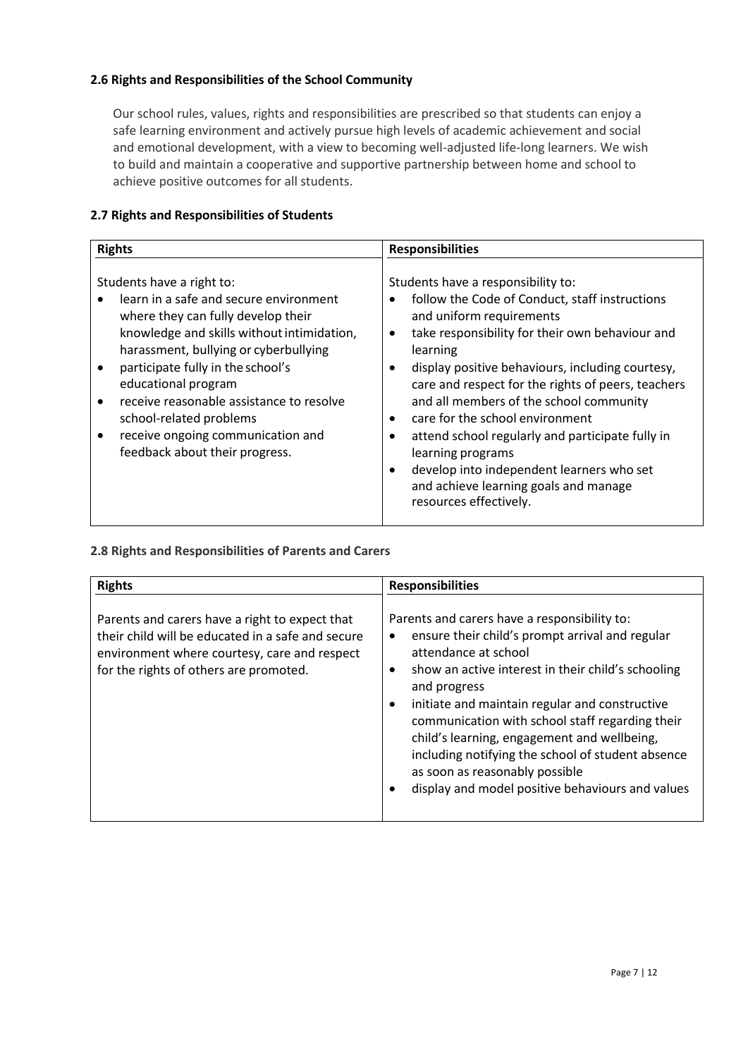### 2.6 Rights and Responsibilities of the School Community

Our school rules, values, rights and responsibilities are prescribed so that students can enjoy a safe learning environment and actively pursue high levels of academic achievement and social and emotional development, with a view to becoming well-adjusted life-long learners. We wish to build and maintain a cooperative and supportive partnership between home and school to achieve positive outcomes for all students.

### 2.7 Rights and Responsibilities of Students

| Rights | Responsibilities |
|---|---|
| Students have a right to:<br>• learn in a safe and secure environment where they can fully develop their knowledge and skills without intimidation, harassment, bullying or cyberbullying<br>• participate fully in the school's educational program<br>• receive reasonable assistance to resolve school-related problems<br>• receive ongoing communication and feedback about their progress. | Students have a responsibility to:<br>• follow the Code of Conduct, staff instructions and uniform requirements<br>• take responsibility for their own behaviour and learning<br>• display positive behaviours, including courtesy, care and respect for the rights of peers, teachers and all members of the school community<br>• care for the school environment<br>• attend school regularly and participate fully in learning programs<br>• develop into independent learners who set and achieve learning goals and manage resources effectively. |

### 2.8 Rights and Responsibilities of Parents and Carers

| Rights | Responsibilities |
|---|---|
| Parents and carers have a right to expect that their child will be educated in a safe and secure environment where courtesy, care and respect for the rights of others are promoted. | Parents and carers have a responsibility to:<br>• ensure their child's prompt arrival and regular attendance at school<br>• show an active interest in their child's schooling and progress<br>• initiate and maintain regular and constructive communication with school staff regarding their child's learning, engagement and wellbeing, including notifying the school of student absence as soon as reasonably possible<br>• display and model positive behaviours and values |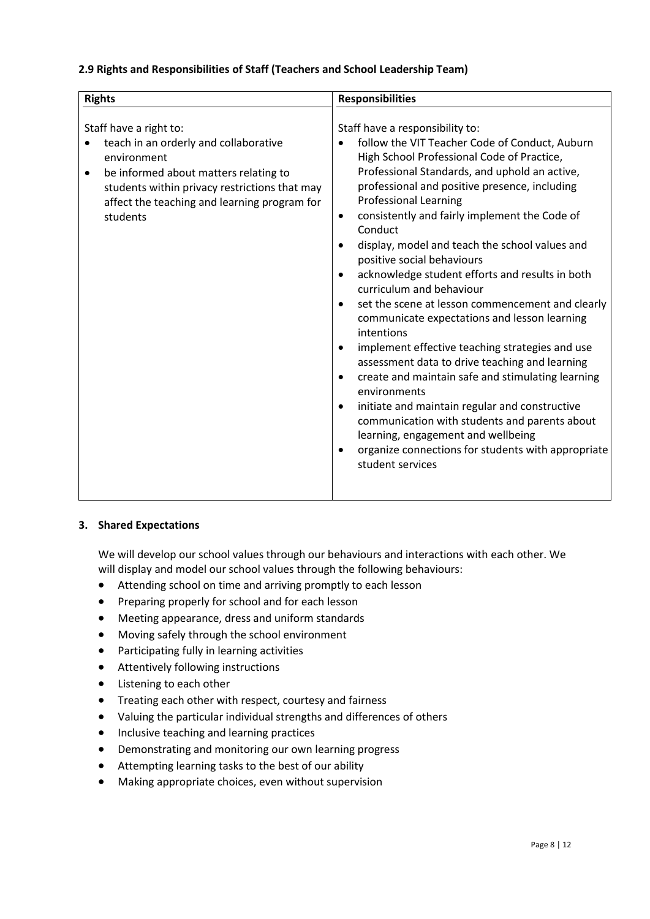**2.9 Rights and Responsibilities of Staff (Teachers and School Leadership Team)**

| Rights | Responsibilities |
|---|---|
| Staff have a right to:<br>• teach in an orderly and collaborative environment<br>• be informed about matters relating to students within privacy restrictions that may affect the teaching and learning program for students | Staff have a responsibility to:<br>• follow the VIT Teacher Code of Conduct, Auburn High School Professional Code of Practice, Professional Standards, and uphold an active, professional and positive presence, including Professional Learning<br>• consistently and fairly implement the Code of Conduct<br>• display, model and teach the school values and positive social behaviours<br>• acknowledge student efforts and results in both curriculum and behaviour<br>• set the scene at lesson commencement and clearly communicate expectations and lesson learning intentions<br>• implement effective teaching strategies and use assessment data to drive teaching and learning<br>• create and maintain safe and stimulating learning environments<br>• initiate and maintain regular and constructive communication with students and parents about learning, engagement and wellbeing<br>• organize connections for students with appropriate student services |

## 3. Shared Expectations

We will develop our school values through our behaviours and interactions with each other. We will display and model our school values through the following behaviours:

- Attending school on time and arriving promptly to each lesson
- Preparing properly for school and for each lesson
- Meeting appearance, dress and uniform standards
- Moving safely through the school environment
- Participating fully in learning activities
- Attentively following instructions
- Listening to each other
- Treating each other with respect, courtesy and fairness
- Valuing the particular individual strengths and differences of others
- Inclusive teaching and learning practices
- Demonstrating and monitoring our own learning progress
- Attempting learning tasks to the best of our ability
- Making appropriate choices, even without supervision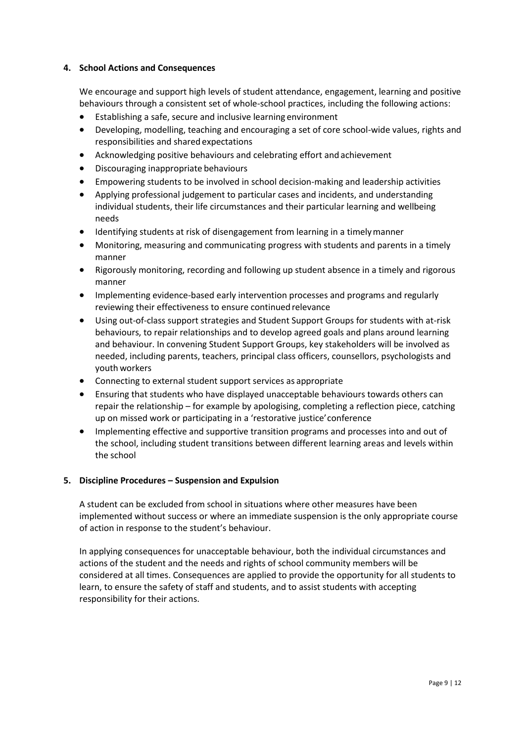## 4. School Actions and Consequences

We encourage and support high levels of student attendance, engagement, learning and positive behaviours through a consistent set of whole-school practices, including the following actions:

- Establishing a safe, secure and inclusive learning environment
- Developing, modelling, teaching and encouraging a set of core school-wide values, rights and responsibilities and shared expectations
- Acknowledging positive behaviours and celebrating effort and achievement
- Discouraging inappropriate behaviours
- Empowering students to be involved in school decision-making and leadership activities
- Applying professional judgement to particular cases and incidents, and understanding individual students, their life circumstances and their particular learning and wellbeing needs
- Identifying students at risk of disengagement from learning in a timely manner
- Monitoring, measuring and communicating progress with students and parents in a timely manner
- Rigorously monitoring, recording and following up student absence in a timely and rigorous manner
- Implementing evidence-based early intervention processes and programs and regularly reviewing their effectiveness to ensure continued relevance
- Using out-of-class support strategies and Student Support Groups for students with at-risk behaviours, to repair relationships and to develop agreed goals and plans around learning and behaviour. In convening Student Support Groups, key stakeholders will be involved as needed, including parents, teachers, principal class officers, counsellors, psychologists and youth workers
- Connecting to external student support services as appropriate
- Ensuring that students who have displayed unacceptable behaviours towards others can repair the relationship – for example by apologising, completing a reflection piece, catching up on missed work or participating in a 'restorative justice' conference
- Implementing effective and supportive transition programs and processes into and out of the school, including student transitions between different learning areas and levels within the school

## 5. Discipline Procedures – Suspension and Expulsion

A student can be excluded from school in situations where other measures have been implemented without success or where an immediate suspension is the only appropriate course of action in response to the student's behaviour.

In applying consequences for unacceptable behaviour, both the individual circumstances and actions of the student and the needs and rights of school community members will be considered at all times. Consequences are applied to provide the opportunity for all students to learn, to ensure the safety of staff and students, and to assist students with accepting responsibility for their actions.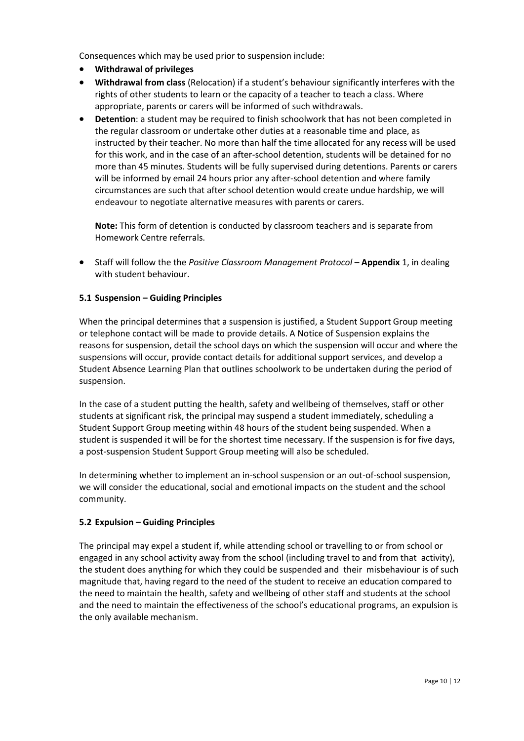Consequences which may be used prior to suspension include:

- **Withdrawal of privileges**
- **Withdrawal from class** (Relocation) if a student's behaviour significantly interferes with the rights of other students to learn or the capacity of a teacher to teach a class. Where appropriate, parents or carers will be informed of such withdrawals.
- **Detention**: a student may be required to finish schoolwork that has not been completed in the regular classroom or undertake other duties at a reasonable time and place, as instructed by their teacher. No more than half the time allocated for any recess will be used for this work, and in the case of an after-school detention, students will be detained for no more than 45 minutes. Students will be fully supervised during detentions. Parents or carers will be informed by email 24 hours prior any after-school detention and where family circumstances are such that after school detention would create undue hardship, we will endeavour to negotiate alternative measures with parents or carers.

  **Note:** This form of detention is conducted by classroom teachers and is separate from Homework Centre referrals.

- Staff will follow the the *Positive Classroom Management Protocol* – **Appendix** 1, in dealing with student behaviour.

### 5.1 Suspension – Guiding Principles

When the principal determines that a suspension is justified, a Student Support Group meeting or telephone contact will be made to provide details. A Notice of Suspension explains the reasons for suspension, detail the school days on which the suspension will occur and where the suspensions will occur, provide contact details for additional support services, and develop a Student Absence Learning Plan that outlines schoolwork to be undertaken during the period of suspension.

In the case of a student putting the health, safety and wellbeing of themselves, staff or other students at significant risk, the principal may suspend a student immediately, scheduling a Student Support Group meeting within 48 hours of the student being suspended. When a student is suspended it will be for the shortest time necessary. If the suspension is for five days, a post-suspension Student Support Group meeting will also be scheduled.

In determining whether to implement an in-school suspension or an out-of-school suspension, we will consider the educational, social and emotional impacts on the student and the school community.

### 5.2 Expulsion – Guiding Principles

The principal may expel a student if, while attending school or travelling to or from school or engaged in any school activity away from the school (including travel to and from that activity), the student does anything for which they could be suspended and their misbehaviour is of such magnitude that, having regard to the need of the student to receive an education compared to the need to maintain the health, safety and wellbeing of other staff and students at the school and the need to maintain the effectiveness of the school's educational programs, an expulsion is the only available mechanism.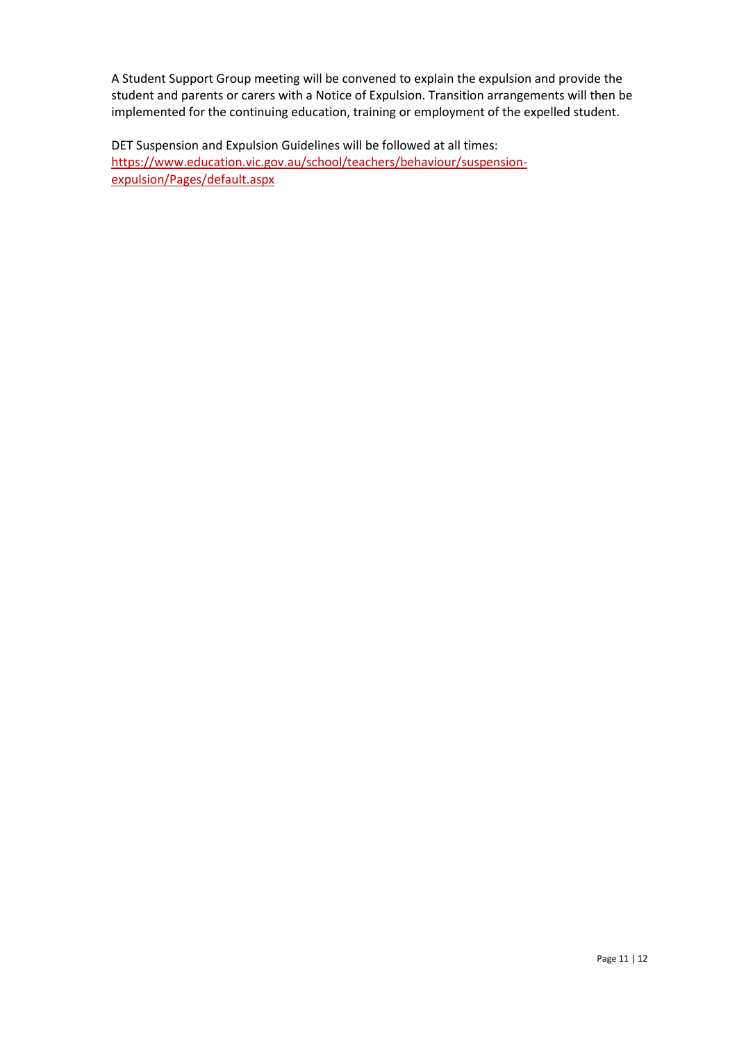A Student Support Group meeting will be convened to explain the expulsion and provide the student and parents or carers with a Notice of Expulsion. Transition arrangements will then be implemented for the continuing education, training or employment of the expelled student.

DET Suspension and Expulsion Guidelines will be followed at all times: [https://www.education.vic.gov.au/school/teachers/behaviour/suspension-expulsion/Pages/default.aspx](https://www.education.vic.gov.au/school/teachers/behaviour/suspension-expulsion/Pages/default.aspx)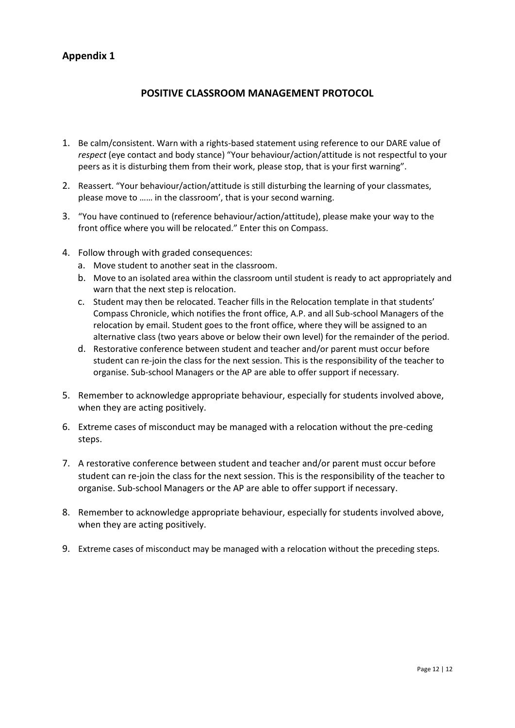## Appendix 1

### POSITIVE CLASSROOM MANAGEMENT PROTOCOL

1. Be calm/consistent. Warn with a rights-based statement using reference to our DARE value of *respect* (eye contact and body stance) "Your behaviour/action/attitude is not respectful to your peers as it is disturbing them from their work, please stop, that is your first warning".
2. Reassert. "Your behaviour/action/attitude is still disturbing the learning of your classmates, please move to …… in the classroom', that is your second warning.
3. "You have continued to (reference behaviour/action/attitude), please make your way to the front office where you will be relocated." Enter this on Compass.
4. Follow through with graded consequences:
   a. Move student to another seat in the classroom.
   b. Move to an isolated area within the classroom until student is ready to act appropriately and warn that the next step is relocation.
   c. Student may then be relocated. Teacher fills in the Relocation template in that students' Compass Chronicle, which notifies the front office, A.P. and all Sub-school Managers of the relocation by email. Student goes to the front office, where they will be assigned to an alternative class (two years above or below their own level) for the remainder of the period.
   d. Restorative conference between student and teacher and/or parent must occur before student can re-join the class for the next session. This is the responsibility of the teacher to organise. Sub-school Managers or the AP are able to offer support if necessary.
5. Remember to acknowledge appropriate behaviour, especially for students involved above, when they are acting positively.
6. Extreme cases of misconduct may be managed with a relocation without the pre-ceding steps.
7. A restorative conference between student and teacher and/or parent must occur before student can re-join the class for the next session. This is the responsibility of the teacher to organise. Sub-school Managers or the AP are able to offer support if necessary.
8. Remember to acknowledge appropriate behaviour, especially for students involved above, when they are acting positively.
9. Extreme cases of misconduct may be managed with a relocation without the preceding steps.